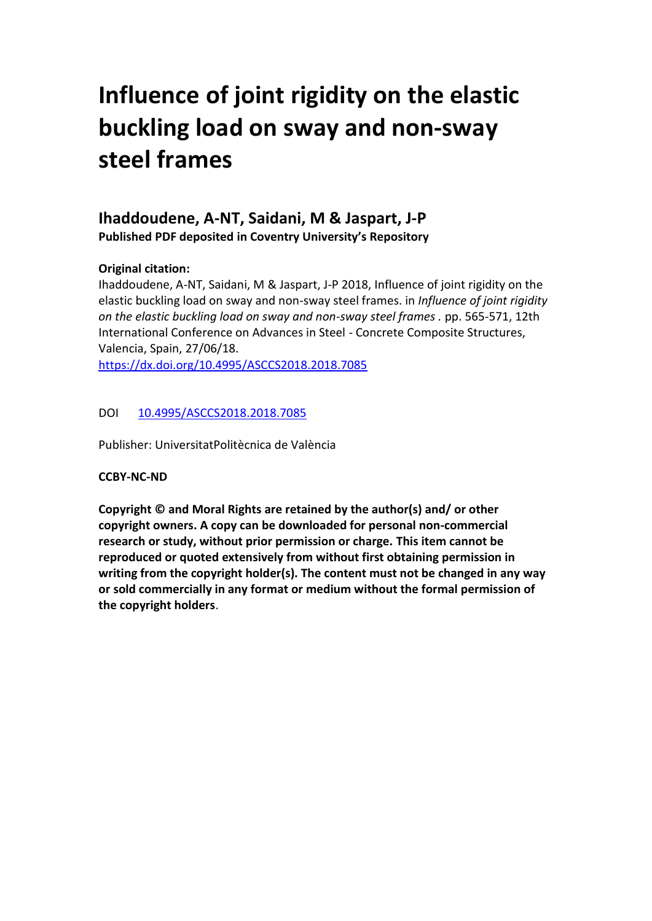# Influence of joint rigidity on the elastic buckling load on sway and non-sway steel frames

## Ihaddoudene, A-NT, Saidani, M & Jaspart, J-P

**Published PDF deposited in Coventry University's Repository**

**Original citation:**

Ihaddoudene, A-NT, Saidani, M & Jaspart, J-P 2018, Influence of joint rigidity on the elastic buckling load on sway and non-sway steel frames. in *Influence of joint rigidity on the elastic buckling load on sway and non-sway steel frames* . pp. 565-571, 12th International Conference on Advances in Steel - Concrete Composite Structures, Valencia, Spain, 27/06/18.

https://dx.doi.org/10.4995/ASCCS2018.2018.7085

DOI 10.4995/ASCCS2018.2018.7085

Publisher: UniversitatPolitècnica de València

**CCBY-NC-ND**

**Copyright © and Moral Rights are retained by the author(s) and/ or other copyright owners. A copy can be downloaded for personal non-commercial research or study, without prior permission or charge. This item cannot be reproduced or quoted extensively from without first obtaining permission in writing from the copyright holder(s). The content must not be changed in any way or sold commercially in any format or medium without the formal permission of the copyright holders**.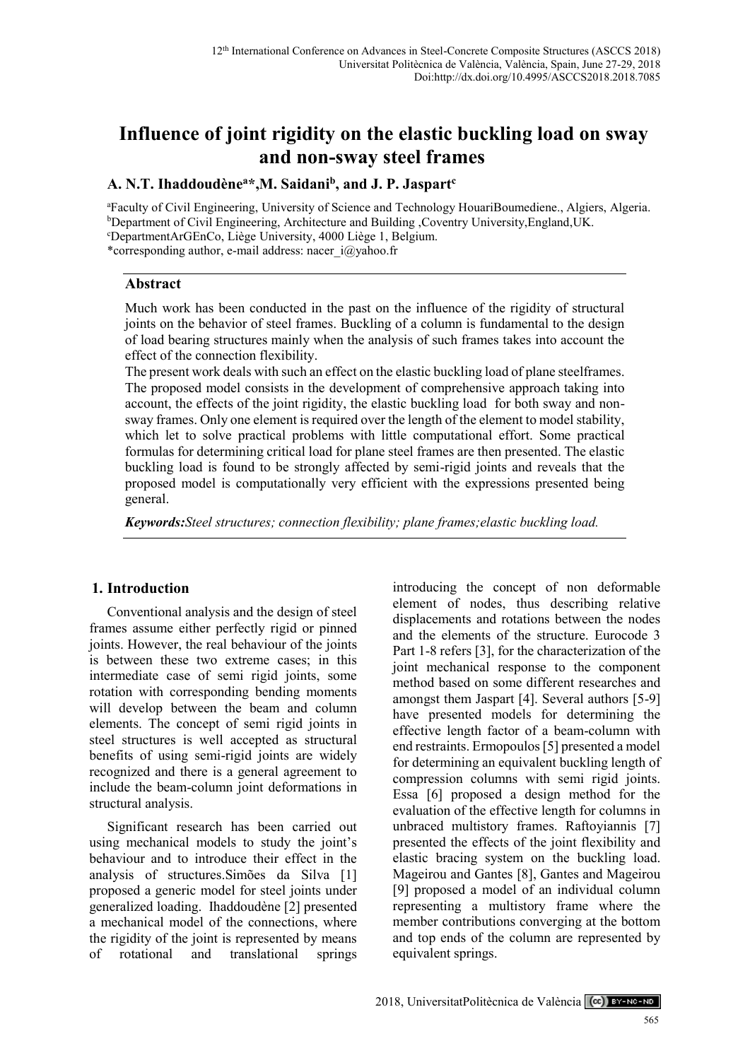# Influence of joint rigidity on the elastic buckling load on sway and non-sway steel frames

**A. N.T. Ihaddoudène[a]*, M. Saidani[b], and J. P. Jaspart[c]**

[a]Faculty of Civil Engineering, University of Science and Technology HouariBoumediene., Algiers, Algeria.
[b]Department of Civil Engineering, Architecture and Building ,Coventry University,England,UK.
[c]DepartmentArGEnCo, Liège University, 4000 Liège 1, Belgium.
*corresponding author, e-mail address: nacer_i@yahoo.fr

## Abstract

Much work has been conducted in the past on the influence of the rigidity of structural joints on the behavior of steel frames. Buckling of a column is fundamental to the design of load bearing structures mainly when the analysis of such frames takes into account the effect of the connection flexibility.

The present work deals with such an effect on the elastic buckling load of plane steelframes. The proposed model consists in the development of comprehensive approach taking into account, the effects of the joint rigidity, the elastic buckling load for both sway and non-sway frames. Only one element is required over the length of the element to model stability, which let to solve practical problems with little computational effort. Some practical formulas for determining critical load for plane steel frames are then presented. The elastic buckling load is found to be strongly affected by semi-rigid joints and reveals that the proposed model is computationally very efficient with the expressions presented being general.

***Keywords:*** *Steel structures; connection flexibility; plane frames;elastic buckling load.*

## 1. Introduction

Conventional analysis and the design of steel frames assume either perfectly rigid or pinned joints. However, the real behaviour of the joints is between these two extreme cases; in this intermediate case of semi rigid joints, some rotation with corresponding bending moments will develop between the beam and column elements. The concept of semi rigid joints in steel structures is well accepted as structural benefits of using semi-rigid joints are widely recognized and there is a general agreement to include the beam-column joint deformations in structural analysis.

Significant research has been carried out using mechanical models to study the joint's behaviour and to introduce their effect in the analysis of structures.Simões da Silva [1] proposed a generic model for steel joints under generalized loading. Ihaddoudène [2] presented a mechanical model of the connections, where the rigidity of the joint is represented by means of rotational and translational springs introducing the concept of non deformable element of nodes, thus describing relative displacements and rotations between the nodes and the elements of the structure. Eurocode 3 Part 1-8 refers [3], for the characterization of the joint mechanical response to the component method based on some different researches and amongst them Jaspart [4]. Several authors [5-9] have presented models for determining the effective length factor of a beam-column with end restraints. Ermopoulos [5] presented a model for determining an equivalent buckling length of compression columns with semi rigid joints. Essa [6] proposed a design method for the evaluation of the effective length for columns in unbraced multistory frames. Raftoyiannis [7] presented the effects of the joint flexibility and elastic bracing system on the buckling load. Mageirou and Gantes [8], Gantes and Mageirou [9] proposed a model of an individual column representing a multistory frame where the member contributions converging at the bottom and top ends of the column are represented by equivalent springs.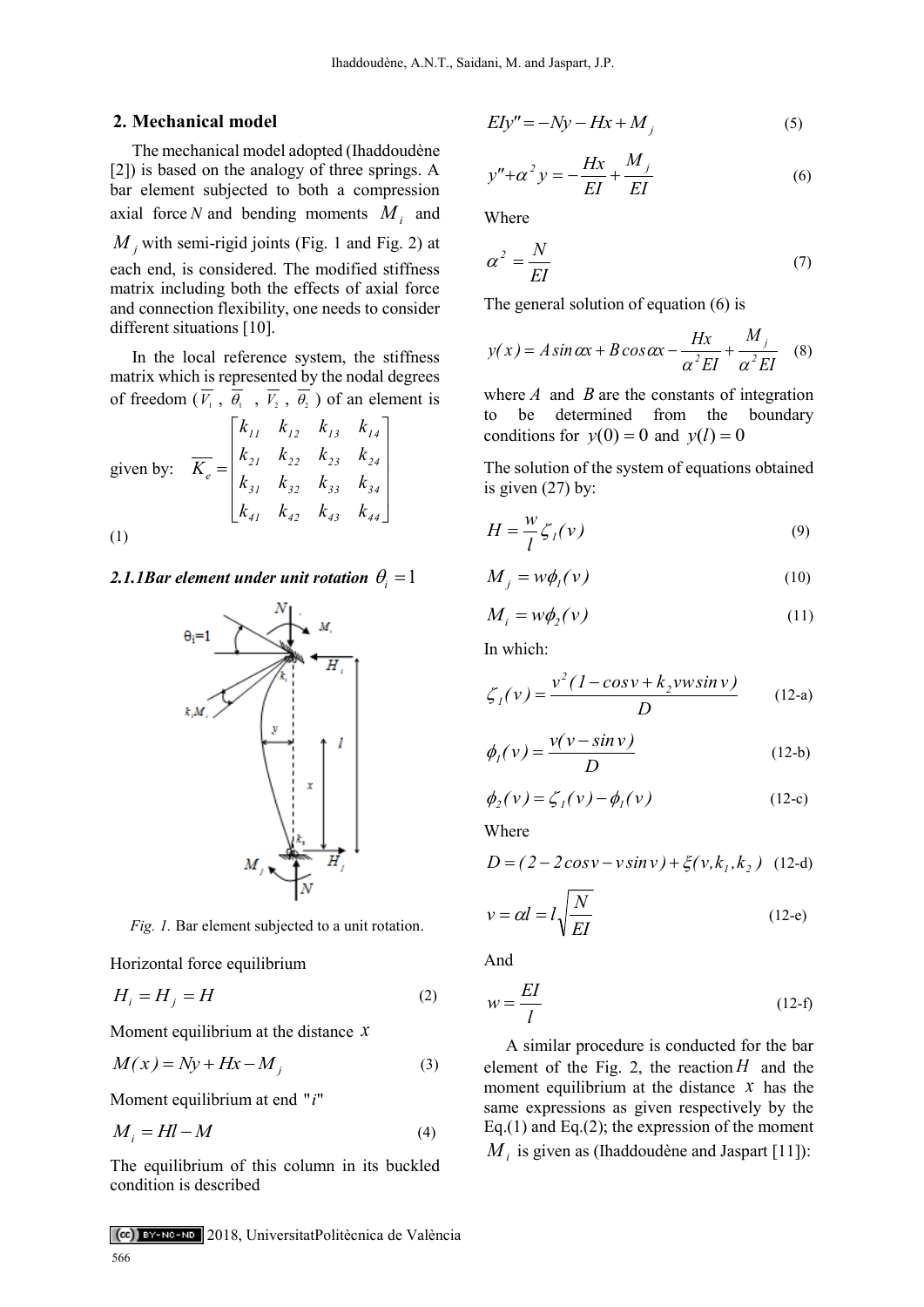## 2. Mechanical model

The mechanical model adopted (Ihaddoudène [2]) is based on the analogy of three springs. A bar element subjected to both a compression axial force $N$ and bending moments $M_i$ and $M_j$ with semi-rigid joints (Fig. 1 and Fig. 2) at each end, is considered. The modified stiffness matrix including both the effects of axial force and connection flexibility, one needs to consider different situations [10].

In the local reference system, the stiffness matrix which is represented by the nodal degrees of freedom ($\overline{V_1}$ , $\overline{\theta_1}$ , $\overline{V_2}$ , $\overline{\theta_2}$ ) of an element is given by:

$$\overline{K_e} = \begin{bmatrix} k_{11} & k_{12} & k_{13} & k_{14} \\ k_{21} & k_{22} & k_{23} & k_{24} \\ k_{31} & k_{32} & k_{33} & k_{34} \\ k_{41} & k_{42} & k_{43} & k_{44} \end{bmatrix} \tag{1}$$

### 2.1.1 Bar element under unit rotation $\theta_i = 1$

*Fig. 1.* Bar element subjected to a unit rotation.

Horizontal force equilibrium

$$H_i = H_j = H \tag{2}$$

Moment equilibrium at the distance $x$

$$M(x) = Ny + Hx - M_j \tag{3}$$

Moment equilibrium at end "$i$"

$$M_i = Hl - M \tag{4}$$

The equilibrium of this column in its buckled condition is described

$$EIy'' = -Ny - Hx + M_j \tag{5}$$

$$y'' + \alpha^2 y = -\frac{Hx}{EI} + \frac{M_j}{EI} \tag{6}$$

Where

$$\alpha^2 = \frac{N}{EI} \tag{7}$$

The general solution of equation (6) is

$$y(x) = A\sin\alpha x + B\cos\alpha x - \frac{Hx}{\alpha^2 EI} + \frac{M_j}{\alpha^2 EI} \tag{8}$$

where $A$ and $B$ are the constants of integration to be determined from the boundary conditions for $y(0) = 0$ and $y(l) = 0$

The solution of the system of equations obtained is given (27) by:

$$H = \frac{w}{l}\zeta_1(v) \tag{9}$$

$$M_j = w\phi_1(v) \tag{10}$$

$$M_i = w\phi_2(v) \tag{11}$$

In which:

$$\zeta_1(v) = \frac{v^2(1 - \cos v + k_2 vw\sin v)}{D} \tag{12-a}$$

$$\phi_1(v) = \frac{v(v - \sin v)}{D} \tag{12-b}$$

$$\phi_2(v) = \zeta_1(v) - \phi_1(v) \tag{12-c}$$

Where

$$D = (2 - 2\cos v - v\sin v) + \xi(v, k_1, k_2) \tag{12-d}$$

$$v = \alpha l = l\sqrt{\frac{N}{EI}} \tag{12-e}$$

And

$$w = \frac{EI}{l} \tag{12-f}$$

A similar procedure is conducted for the bar element of the Fig. 2, the reaction $H$ and the moment equilibrium at the distance $x$ has the same expressions as given respectively by the Eq.(1) and Eq.(2); the expression of the moment $M_i$ is given as (Ihaddoudène and Jaspart [11]):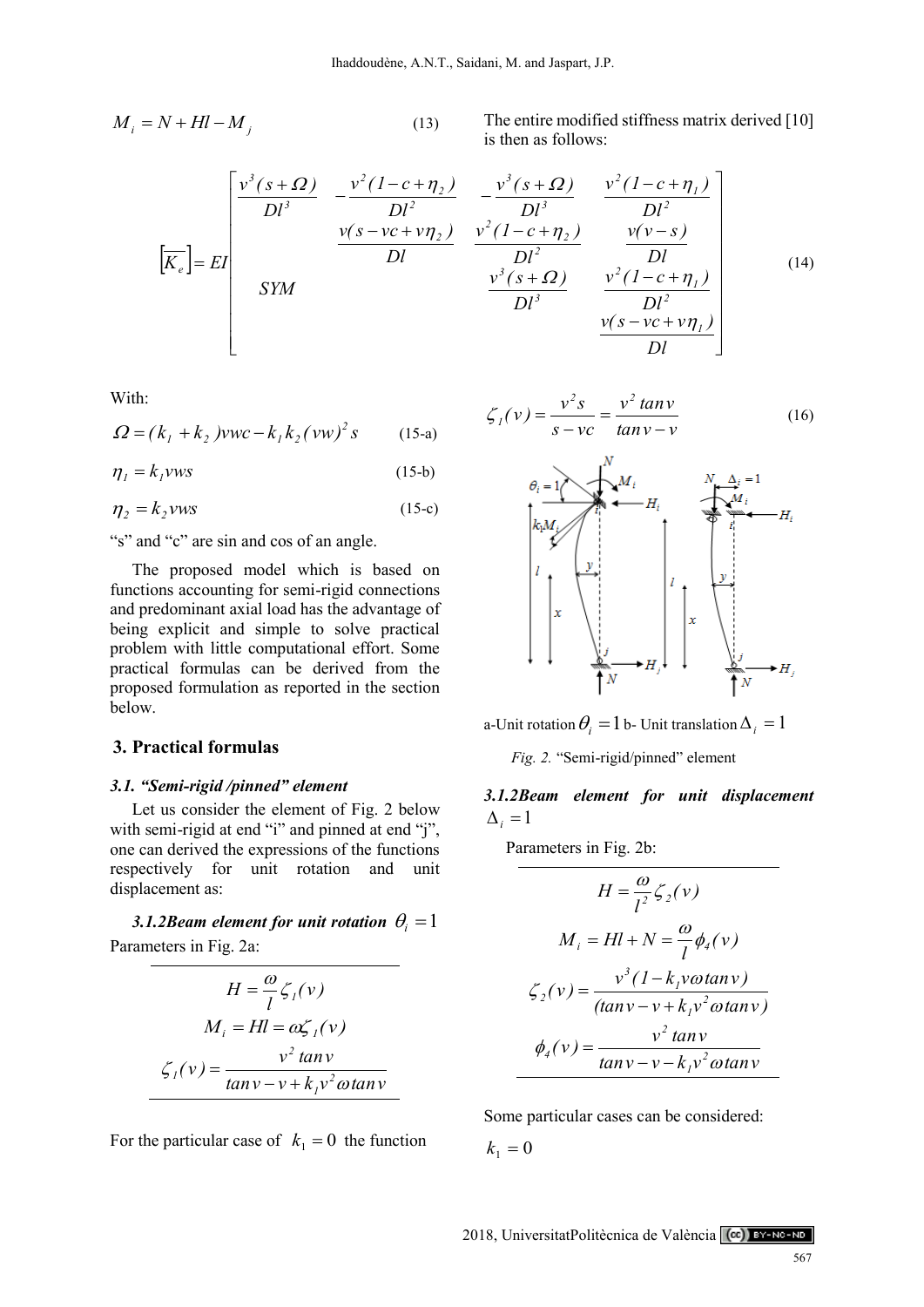$$M_i = N + Hl - M_j \tag{13}$$

The entire modified stiffness matrix derived [10] is then as follows:

$$\left[\overline{K_e}\right] = EI \begin{bmatrix} \frac{v^3(s+\Omega)}{Dl^3} & -\frac{v^2(1-c+\eta_2)}{Dl^2} & -\frac{v^3(s+\Omega)}{Dl^3} & \frac{v^2(1-c+\eta_1)}{Dl^2} \\ & \frac{v(s-vc+v\eta_2)}{Dl} & \frac{v^2(1-c+\eta_2)}{Dl^2} & \frac{v(v-s)}{Dl} \\ SYM & & \frac{v^3(s+\Omega)}{Dl^3} & \frac{v^2(1-c+\eta_1)}{Dl^2} \\ & & & \frac{v(s-vc+v\eta_1)}{Dl} \end{bmatrix} \tag{14}$$

With:

$$\Omega = (k_1 + k_2)vwc - k_1 k_2 (vw)^2 s \tag{15-a}$$

$$\eta_1 = k_1 vws \tag{15-b}$$

$$\eta_2 = k_2 vws \tag{15-c}$$

"s" and "c" are sin and cos of an angle.

The proposed model which is based on functions accounting for semi-rigid connections and predominant axial load has the advantage of being explicit and simple to solve practical problem with little computational effort. Some practical formulas can be derived from the proposed formulation as reported in the section below.

$$\zeta_1(v) = \frac{v^2 s}{s - vc} = \frac{v^2 \tan v}{\tan v - v} \tag{16}$$

a-Unit rotation $\theta_i = 1$ b- Unit translation $\Delta_i = 1$

*Fig. 2.* "Semi-rigid/pinned" element

## 3. Practical formulas

### 3.1. "Semi-rigid /pinned" element

Let us consider the element of Fig. 2 below with semi-rigid at end "i" and pinned at end "j", one can derived the expressions of the functions respectively for unit rotation and unit displacement as:

#### 3.1.2 Beam element for unit rotation $\theta_i = 1$

Parameters in Fig. 2a:

$$H = \frac{\omega}{l}\zeta_1(v)$$

$$M_i = Hl = \omega\zeta_1(v)$$

$$\zeta_1(v) = \frac{v^2 \tan v}{\tan v - v + k_1 v^2 \omega \tan v}$$

For the particular case of $k_1 = 0$ the function

#### 3.1.2 Beam element for unit displacement $\Delta_i = 1$

Parameters in Fig. 2b:

$$H = \frac{\omega}{l^2}\zeta_2(v)$$

$$M_i = Hl + N = \frac{\omega}{l}\phi_4(v)$$

$$\zeta_2(v) = \frac{v^3(1 - k_1 v \omega \tan v)}{(\tan v - v + k_1 v^2 \omega \tan v)}$$

$$\phi_4(v) = \frac{v^2 \tan v}{\tan v - v - k_1 v^2 \omega \tan v}$$

Some particular cases can be considered:

$k_1 = 0$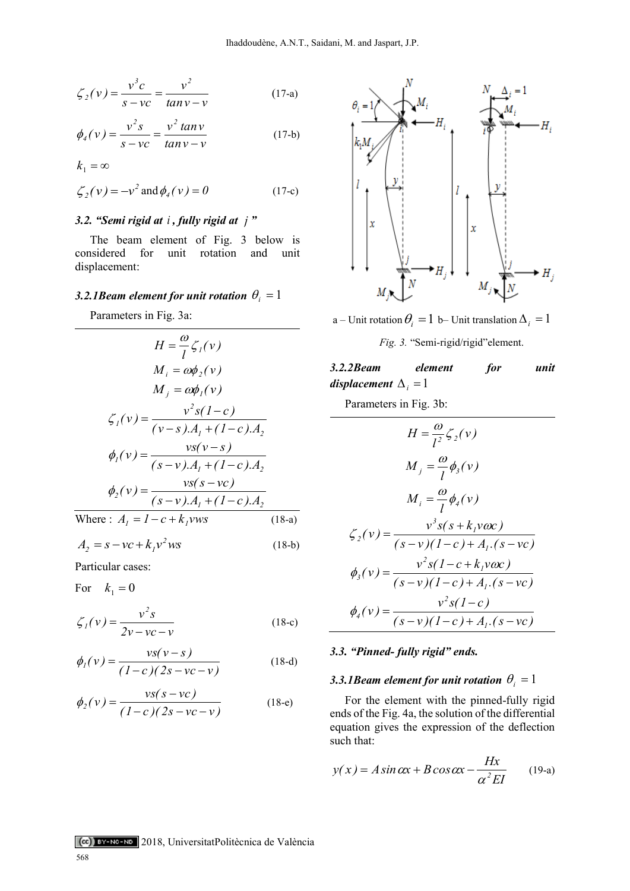$$\zeta_2(v) = \frac{v^3 c}{s - vc} = \frac{v^2}{\tan v - v} \quad \text{(17-a)}$$

$$\phi_4(v) = \frac{v^2 s}{s - vc} = \frac{v^2 \tan v}{\tan v - v} \quad \text{(17-b)}$$

$k_1 = \infty$

$$\zeta_2(v) = -v^2 \text{ and } \phi_4(v) = 0 \quad \text{(17-c)}$$

### 3.2. *"Semi rigid at $i$, fully rigid at $j$"*

The beam element of Fig. 3 below is considered for unit rotation and unit displacement:

#### 3.2.1 Beam element for unit rotation $\theta_i = 1$

Parameters in Fig. 3a:

$$H = \frac{\omega}{l}\zeta_1(v)$$

$$M_i = \omega\phi_2(v)$$

$$M_j = \omega\phi_1(v)$$

$$\zeta_1(v) = \frac{v^2 s(1-c)}{(v-s).A_1 + (1-c).A_2}$$

$$\phi_1(v) = \frac{vs(v-s)}{(s-v).A_1 + (1-c).A_2}$$

$$\phi_2(v) = \frac{vs(s-vc)}{(s-v).A_1 + (1-c).A_2}$$

Where : $A_1 = 1 - c + k_1 vws$ (18-a)

$$A_2 = s - vc + k_1 v^2 ws \quad \text{(18-b)}$$

Particular cases:

For $k_1 = 0$

$$\zeta_1(v) = \frac{v^2 s}{2v - vc - v} \quad \text{(18-c)}$$

$$\phi_1(v) = \frac{vs(v-s)}{(1-c)(2s - vc - v)} \quad \text{(18-d)}$$

$$\phi_2(v) = \frac{vs(s-vc)}{(1-c)(2s - vc - v)} \quad \text{(18-e)}$$

a – Unit rotation $\theta_i = 1$ b– Unit translation $\Delta_i = 1$

*Fig. 3.* "Semi-rigid/rigid"element.

#### 3.2.2 Beam element for unit displacement $\Delta_i = 1$

Parameters in Fig. 3b:

$$H = \frac{\omega}{l^2}\zeta_2(v)$$

$$M_j = \frac{\omega}{l}\phi_3(v)$$

$$M_i = \frac{\omega}{l}\phi_4(v)$$

$$\zeta_2(v) = \frac{v^3 s(s + k_1 v\omega c)}{(s-v)(1-c) + A_1.(s-vc)}$$

$$\phi_3(v) = \frac{v^2 s(1 - c + k_1 v\omega c)}{(s-v)(1-c) + A_1.(s-vc)}$$

$$\phi_4(v) = \frac{v^2 s(1-c)}{(s-v)(1-c) + A_1.(s-vc)}$$

### 3.3. "Pinned- fully rigid" ends.

#### 3.3.1 Beam element for unit rotation $\theta_i = 1$

For the element with the pinned-fully rigid ends of the Fig. 4a, the solution of the differential equation gives the expression of the deflection such that:

$$y(x) = A\sin\alpha x + B\cos\alpha x - \frac{Hx}{\alpha^2 EI} \quad \text{(19-a)}$$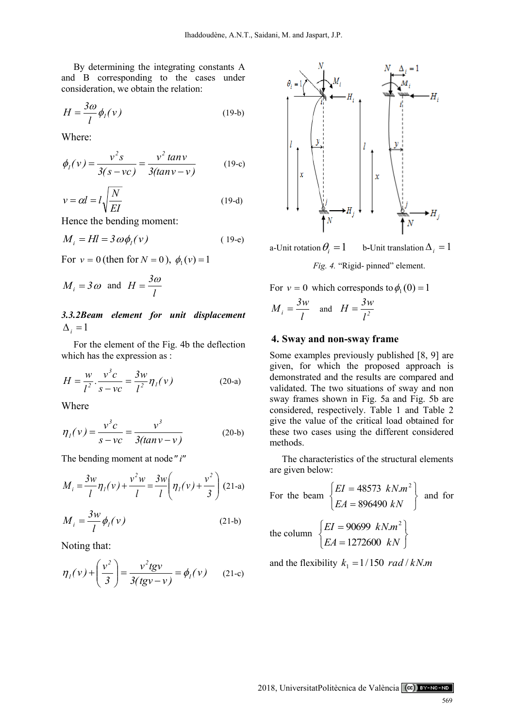By determining the integrating constants A and B corresponding to the cases under consideration, we obtain the relation:

$$H = \frac{3\omega}{l}\phi_1(v) \qquad \text{(19-b)}$$

Where:

$$\phi_1(v) = \frac{v^2 s}{3(s - vc)} = \frac{v^2 \tan v}{3(\tan v - v)} \qquad \text{(19-c)}$$

$$v = \alpha l = l\sqrt{\frac{N}{EI}} \qquad \text{(19-d)}$$

Hence the bending moment:

$$M_i = Hl = 3\omega\phi_1(v) \qquad \text{(19-e)}$$

For $v = 0$ (then for $N = 0$), $\phi_1(v) = 1$

$$M_i = 3\omega \quad \text{and} \quad H = \frac{3\omega}{l}$$

### 3.3.2 Beam element for unit displacement $\Delta_i = 1$

For the element of the Fig. 4b the deflection which has the expression as :

$$H = \frac{w}{l^2}\cdot\frac{v^3 c}{s - vc} = \frac{3w}{l^2}\eta_1(v) \qquad \text{(20-a)}$$

Where

$$\eta_1(v) = \frac{v^3 c}{s - vc} = \frac{v^3}{3(\tan v - v)} \qquad \text{(20-b)}$$

The bending moment at node "$i$"

$$M_i = \frac{3w}{l}\eta_1(v) + \frac{v^2 w}{l} = \frac{3w}{l}\left(\eta_1(v) + \frac{v^2}{3}\right) \qquad \text{(21-a)}$$

$$M_i = \frac{3w}{l}\phi_1(v) \qquad \text{(21-b)}$$

Noting that:

$$\eta_1(v) + \left(\frac{v^2}{3}\right) = \frac{v^2 tgv}{3(tgv - v)} = \phi_1(v) \qquad \text{(21-c)}$$

a-Unit rotation $\theta_i = 1$ b-Unit translation $\Delta_i = 1$

*Fig. 4.* "Rigid- pinned" element.

For $v = 0$ which corresponds to $\phi_1(0) = 1$

$$M_i = \frac{3w}{l} \quad \text{and} \quad H = \frac{3w}{l^2}$$

## 4. Sway and non-sway frame

Some examples previously published [8, 9] are given, for which the proposed approach is demonstrated and the results are compared and validated. The two situations of sway and non sway frames shown in Fig. 5a and Fig. 5b are considered, respectively. Table 1 and Table 2 give the value of the critical load obtained for these two cases using the different considered methods.

The characteristics of the structural elements are given below:

For the beam $\left\{\begin{matrix} EI = 48573 \ \ kN.m^2 \\ EA = 896490 \ kN \end{matrix}\right\}$ and for the column $\left\{\begin{matrix} EI = 90699 \ \ kN.m^2 \\ EA = 1272600 \ \ kN \end{matrix}\right\}$

and the flexibility $k_1 = 1/150 \ \ rad/kN.m$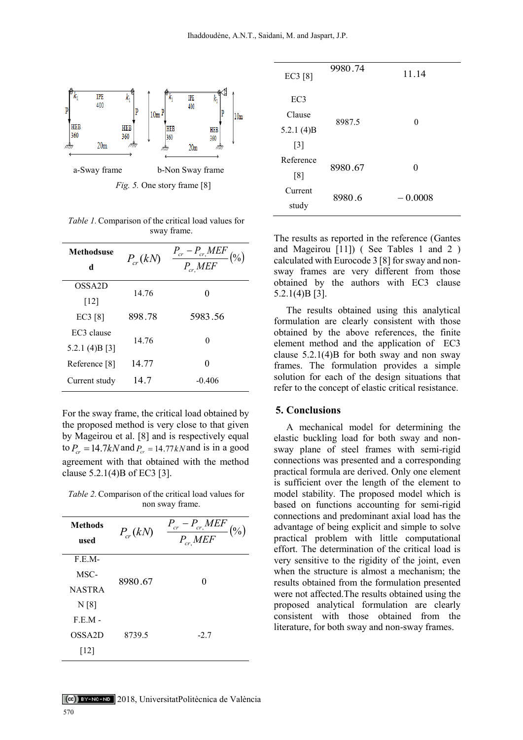a-Sway frame b-Non Sway frame

*Fig. 5.* One story frame [8]

*Table 1.* Comparison of the critical load values for sway frame.

| Methodsused | $P_{cr}(kN)$ | $\frac{P_{cr} - P_{cr,}MEF}{P_{cr,}MEF}(\%)$ |
|---|---|---|
| OSSA2D [12] | 14.76 | 0 |
| EC3 [8] | 898.78 | 5983.56 |
| EC3 clause 5.2.1 (4)B [3] | 14.76 | 0 |
| Reference [8] | 14.77 | 0 |
| Current study | 14.7 | -0.406 |

For the sway frame, the critical load obtained by the proposed method is very close to that given by Mageirou et al. [8] and is respectively equal to $P_{cr} = 14.7kN$ and $P_{cr} = 14.77kN$ and is in a good agreement with that obtained with the method clause 5.2.1(4)B of EC3 [3].

*Table 2.* Comparison of the critical load values for non sway frame.

| Methods used | $P_{cr}(kN)$ | $\frac{P_{cr} - P_{cr,}MEF}{P_{cr,}MEF}(\%)$ |
|---|---|---|
| F.E.M-MSC-NASTRAN [8] | 8980.67 | 0 |
| F.E.M - OSSA2D [12] | 8739.5 | -2.7 |
| EC3 [8] | 9980.74 | 11.14 |
| EC3 Clause 5.2.1 (4)B [3] | 8987.5 | 0 |
| Reference [8] | 8980.67 | 0 |
| Current study | 8980.6 | $-0.0008$ |

The results as reported in the reference (Gantes and Mageirou [11]) ( See Tables 1 and 2 ) calculated with Eurocode 3 [8] for sway and non-sway frames are very different from those obtained by the authors with EC3 clause 5.2.1(4)B [3].

The results obtained using this analytical formulation are clearly consistent with those obtained by the above references, the finite element method and the application of EC3 clause 5.2.1(4)B for both sway and non sway frames. The formulation provides a simple solution for each of the design situations that refer to the concept of elastic critical resistance.

## 5. Conclusions

A mechanical model for determining the elastic buckling load for both sway and non-sway plane of steel frames with semi-rigid connections was presented and a corresponding practical formula are derived. Only one element is sufficient over the length of the element to model stability. The proposed model which is based on functions accounting for semi-rigid connections and predominant axial load has the advantage of being explicit and simple to solve practical problem with little computational effort. The determination of the critical load is very sensitive to the rigidity of the joint, even when the structure is almost a mechanism; the results obtained from the formulation presented were not affected.The results obtained using the proposed analytical formulation are clearly consistent with those obtained from the literature, for both sway and non-sway frames.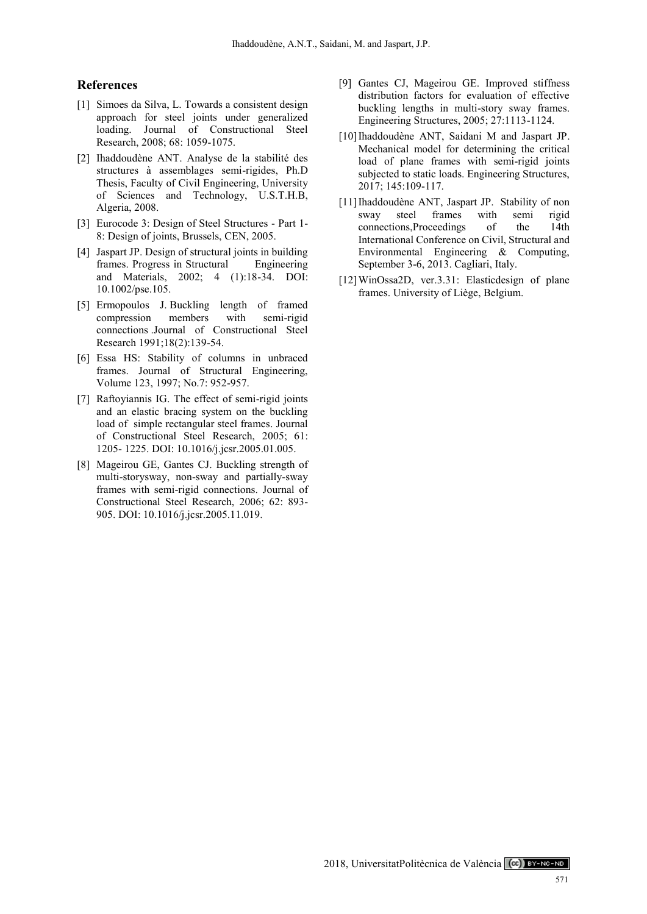## References

[1] Simoes da Silva, L. Towards a consistent design approach for steel joints under generalized loading. Journal of Constructional Steel Research, 2008; 68: 1059-1075.

[2] Ihaddoudène ANT. Analyse de la stabilité des structures à assemblages semi-rigides, Ph.D Thesis, Faculty of Civil Engineering, University of Sciences and Technology, U.S.T.H.B, Algeria, 2008.

[3] Eurocode 3: Design of Steel Structures - Part 1-8: Design of joints, Brussels, CEN, 2005.

[4] Jaspart JP. Design of structural joints in building frames. Progress in Structural Engineering and Materials, 2002; 4 (1):18-34. DOI: 10.1002/pse.105.

[5] Ermopoulos J. Buckling length of framed compression members with semi-rigid connections .Journal of Constructional Steel Research 1991;18(2):139-54.

[6] Essa HS: Stability of columns in unbraced frames. Journal of Structural Engineering, Volume 123, 1997; No.7: 952-957.

[7] Raftoyiannis IG. The effect of semi-rigid joints and an elastic bracing system on the buckling load of simple rectangular steel frames. Journal of Constructional Steel Research, 2005; 61: 1205- 1225. DOI: 10.1016/j.jcsr.2005.01.005.

[8] Mageirou GE, Gantes CJ. Buckling strength of multi-storysway, non-sway and partially-sway frames with semi-rigid connections. Journal of Constructional Steel Research, 2006; 62: 893-905. DOI: 10.1016/j.jcsr.2005.11.019.

[9] Gantes CJ, Mageirou GE. Improved stiffness distribution factors for evaluation of effective buckling lengths in multi-story sway frames. Engineering Structures, 2005; 27:1113-1124.

[10] Ihaddoudène ANT, Saidani M and Jaspart JP. Mechanical model for determining the critical load of plane frames with semi-rigid joints subjected to static loads. Engineering Structures, 2017; 145:109-117.

[11] Ihaddoudène ANT, Jaspart JP. Stability of non sway steel frames with semi rigid connections,Proceedings of the 14th International Conference on Civil, Structural and Environmental Engineering & Computing, September 3-6, 2013. Cagliari, Italy.

[12] WinOssa2D, ver.3.31: Elasticdesign of plane frames. University of Liège, Belgium.